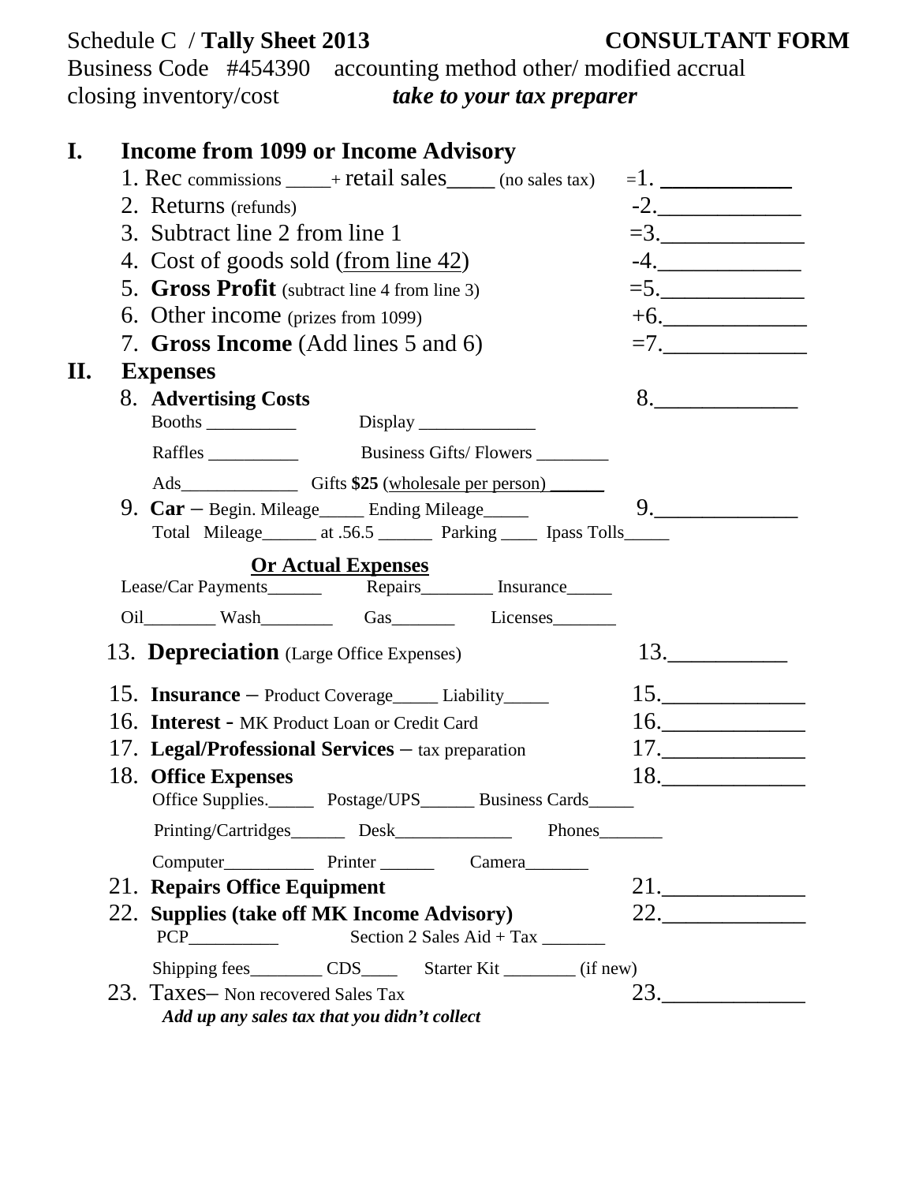Schedule C / **Tally Sheet 2013** **CONSULTANT FORM**

Business Code #454390 accounting method other/ modified accrual

closing inventory/cost ***take to your tax preparer***

# I. Income from 1099 or Income Advisory

1. Rec commissions _____+ retail sales_____ (no sales tax) =1. ___________
2. Returns (refunds) -2.____________
3. Subtract line 2 from line 1 =3.____________
4. Cost of goods sold (from line 42) -4.____________
5. **Gross Profit** (subtract line 4 from line 3) =5.____________
6. Other income (prizes from 1099) +6.____________
7. **Gross Income** (Add lines 5 and 6) =7.____________

# II. Expenses

8. **Advertising Costs** 8.____________

   Booths __________ Display _____________

   Raffles __________ Business Gifts/ Flowers ________

   Ads_____________ Gifts **$25** (wholesale per person) ______

9. **Car** – Begin. Mileage_____ Ending Mileage_____ 9.____________

   Total Mileage______ at .56.5 ______ Parking ____ Ipass Tolls_____

   **Or Actual Expenses**

   Lease/Car Payments______ Repairs________ Insurance_____

   Oil________ Wash________ Gas_______ Licenses_______

13. **Depreciation** (Large Office Expenses) 13.__________

15. **Insurance** – Product Coverage_____ Liability_____ 15.____________
16. **Interest** - MK Product Loan or Credit Card 16.____________
17. **Legal/Professional Services** – tax preparation 17.____________
18. **Office Expenses** 18.____________

    Office Supplies._____ Postage/UPS______ Business Cards_____

    Printing/Cartridges______ Desk_____________ Phones_______

    Computer__________ Printer ______ Camera_______

21. **Repairs Office Equipment** 21.____________
22. **Supplies (take off MK Income Advisory)** 22.____________

    PCP__________ Section 2 Sales Aid + Tax _______

    Shipping fees________ CDS____ Starter Kit ________ (if new)

23. Taxes– Non recovered Sales Tax 23.____________

    ***Add up any sales tax that you didn't collect***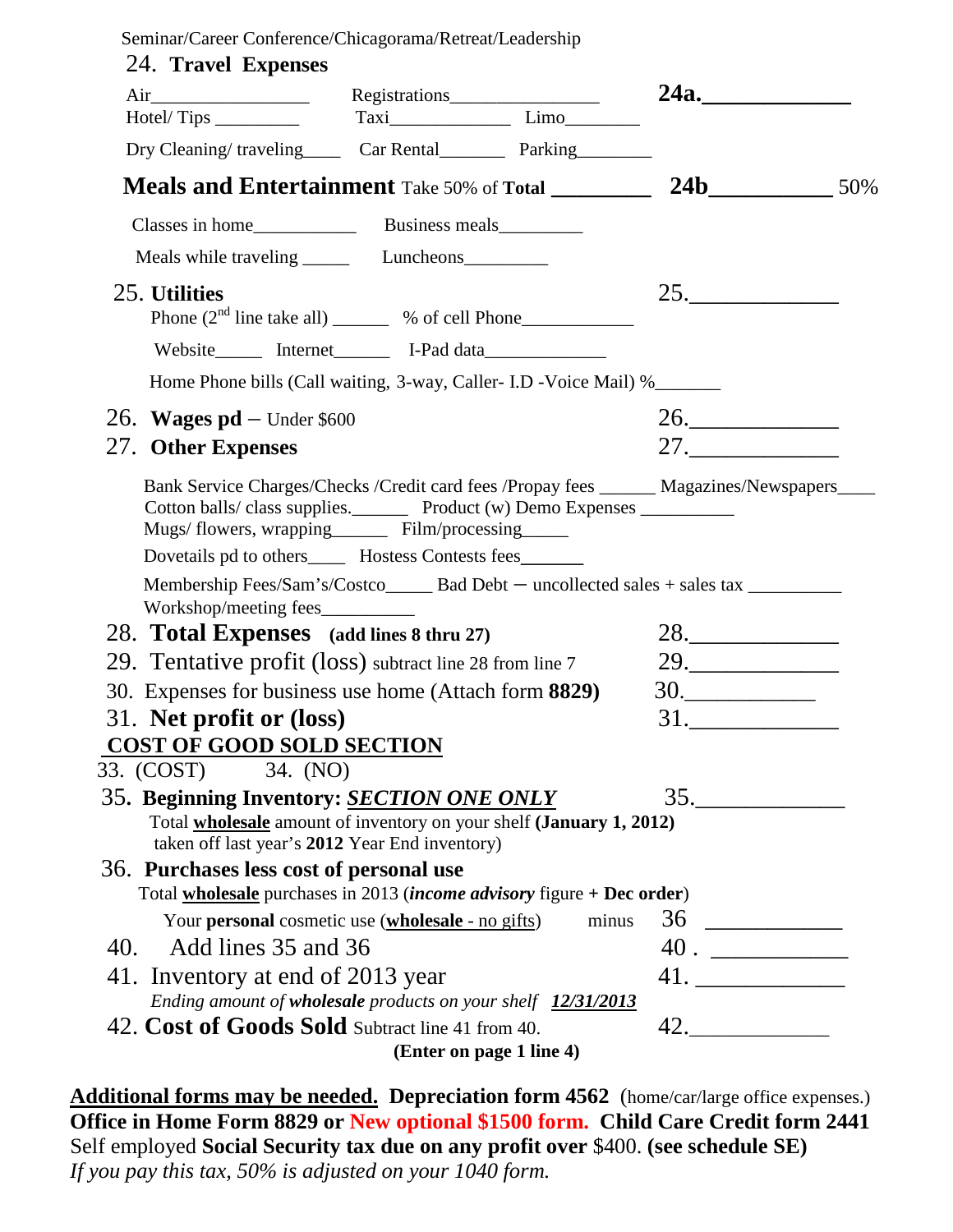Seminar/Career Conference/Chicagorama/Retreat/Leadership

24. **Travel Expenses**

Air_________________ Registrations________________ **24a.____________**

Hotel/ Tips _________ Taxi_____________ Limo________

Dry Cleaning/ traveling____ Car Rental_______ Parking________

**Meals and Entertainment** Take 50% of **Total** _________ **24b__________** 50%

Classes in home___________ Business meals_________

Meals while traveling _____ Luncheons_________

25. **Utilities** 25._____________

Phone (2nd line take all) ______ % of cell Phone____________

Website_____ Internet______ I-Pad data_____________

Home Phone bills (Call waiting, 3-way, Caller- I.D -Voice Mail) %_______

26. **Wages pd** – Under $600 26._____________

27. **Other Expenses** 27._____________

Bank Service Charges/Checks /Credit card fees /Propay fees ______ Magazines/Newspapers____
Cotton balls/ class supplies.______ Product (w) Demo Expenses __________
Mugs/ flowers, wrapping______ Film/processing_____

Dovetails pd to others____ Hostess Contests fees_______

Membership Fees/Sam's/Costco_____ Bad Debt – uncollected sales + sales tax __________
Workshop/meeting fees__________

28. **Total Expenses** **(add lines 8 thru 27)** 28._____________

29. Tentative profit (loss) subtract line 28 from line 7 29._____________

30. Expenses for business use home (Attach form **8829**) 30.____________

31. **Net profit or (loss)** 31._____________

**COST OF GOOD SOLD SECTION**

33. (COST) 34. (NO)

35. **Beginning Inventory: *SECTION ONE ONLY*** 35._____________

Total **wholesale** amount of inventory on your shelf **(January 1, 2012)** taken off last year's **2012** Year End inventory)

36. **Purchases less cost of personal use**

Total **wholesale** purchases in 2013 (***income advisory*** figure **+ Dec order**)

Your **personal** cosmetic use (**wholesale** - no gifts) minus 36 ____________

40. Add lines 35 and 36 40 . ____________

41. Inventory at end of 2013 year 41. ____________

*Ending amount of **wholesale** products on your shelf **12/31/2013***

42. **Cost of Goods Sold** Subtract line 41 from 40. 42._____________

**(Enter on page 1 line 4)**

**Additional forms may be needed.** **Depreciation form 4562** (home/car/large office expenses.)
**Office in Home Form 8829 or New optional $1500 form.** **Child Care Credit form 2441**
Self employed **Social Security tax due on any profit over** $400. **(see schedule SE)**
*If you pay this tax, 50% is adjusted on your 1040 form.*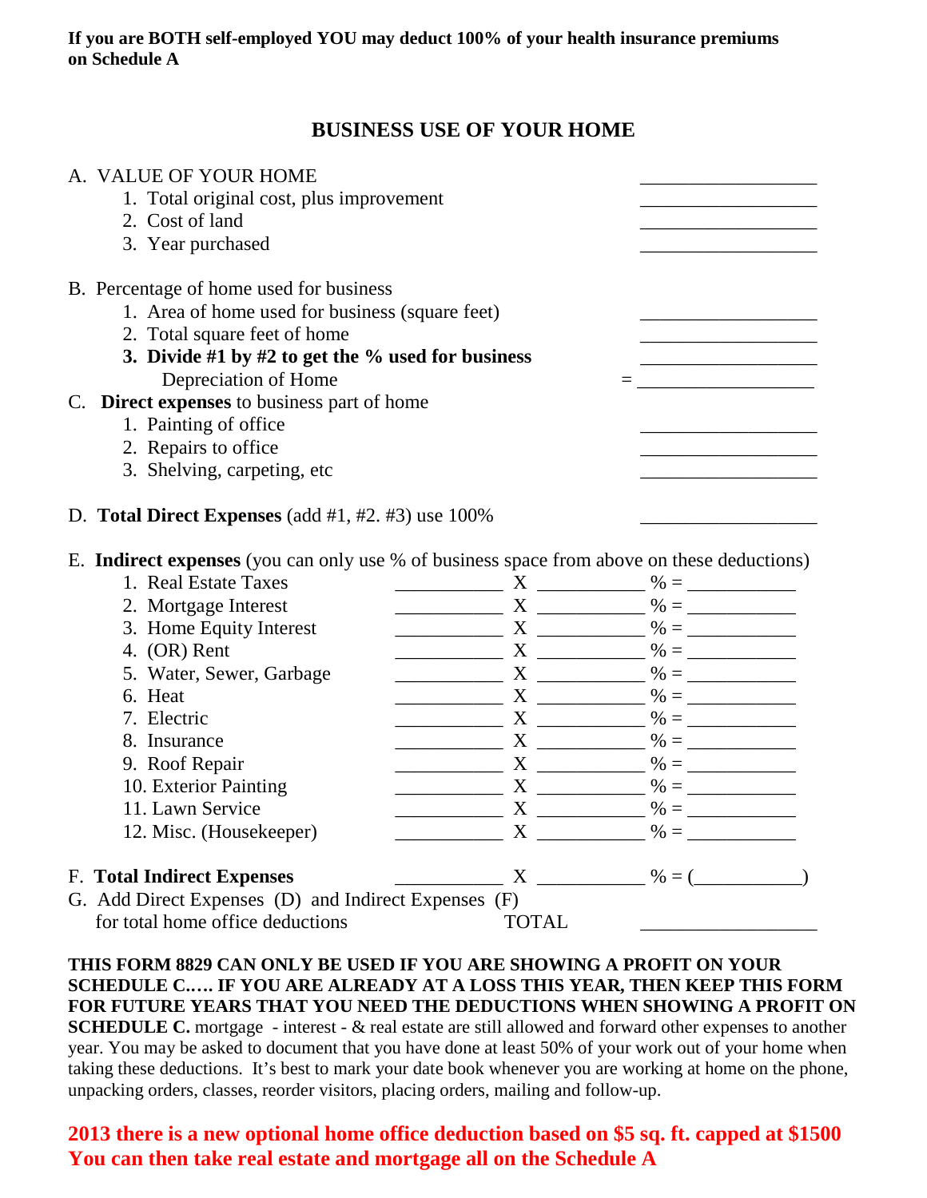**If you are BOTH self-employed YOU may deduct 100% of your health insurance premiums on Schedule A**

## BUSINESS USE OF YOUR HOME

A. VALUE OF YOUR HOME ____________

1. Total original cost, plus improvement ____________
2. Cost of land ____________
3. Year purchased ____________

B. Percentage of home used for business

1. Area of home used for business (square feet) ____________
2. Total square feet of home ____________
3. **Divide #1 by #2 to get the % used for business** ____________

Depreciation of Home = ____________

C. **Direct expenses** to business part of home

1. Painting of office ____________
2. Repairs to office ____________
3. Shelving, carpeting, etc ____________

D. **Total Direct Expenses** (add #1, #2. #3) use 100% ____________

E. **Indirect expenses** (you can only use % of business space from above on these deductions)

| | | | | |
|---|---|---|---|---|
| 1. Real Estate Taxes | ________ | X | ________ | % = ________ |
| 2. Mortgage Interest | ________ | X | ________ | % = ________ |
| 3. Home Equity Interest | ________ | X | ________ | % = ________ |
| 4. (OR) Rent | ________ | X | ________ | % = ________ |
| 5. Water, Sewer, Garbage | ________ | X | ________ | % = ________ |
| 6. Heat | ________ | X | ________ | % = ________ |
| 7. Electric | ________ | X | ________ | % = ________ |
| 8. Insurance | ________ | X | ________ | % = ________ |
| 9. Roof Repair | ________ | X | ________ | % = ________ |
| 10. Exterior Painting | ________ | X | ________ | % = ________ |
| 11. Lawn Service | ________ | X | ________ | % = ________ |
| 12. Misc. (Housekeeper) | ________ | X | ________ | % = ________ |
| F. **Total Indirect Expenses** | ________ | X | ________ | % = (________) |

G. Add Direct Expenses (D) and Indirect Expenses (F) for total home office deductions TOTAL ____________

**THIS FORM 8829 CAN ONLY BE USED IF YOU ARE SHOWING A PROFIT ON YOUR SCHEDULE C….. IF YOU ARE ALREADY AT A LOSS THIS YEAR, THEN KEEP THIS FORM FOR FUTURE YEARS THAT YOU NEED THE DEDUCTIONS WHEN SHOWING A PROFIT ON SCHEDULE C.** mortgage - interest - & real estate are still allowed and forward other expenses to another year. You may be asked to document that you have done at least 50% of your work out of your home when taking these deductions. It's best to mark your date book whenever you are working at home on the phone, unpacking orders, classes, reorder visitors, placing orders, mailing and follow-up.

**2013 there is a new optional home office deduction based on $5 sq. ft. capped at $1500 You can then take real estate and mortgage all on the Schedule A**